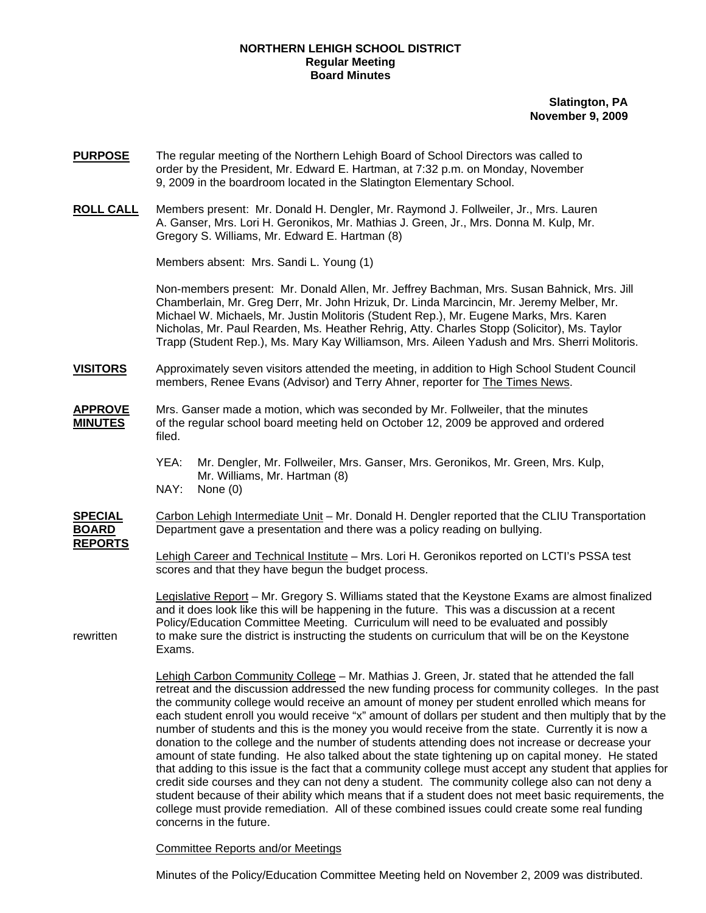**NORTHERN LEHIGH SCHOOL DISTRICT**
**Regular Meeting**
**Board Minutes**

**Slatington, PA**
**November 9, 2009**

**PURPOSE** The regular meeting of the Northern Lehigh Board of School Directors was called to order by the President, Mr. Edward E. Hartman, at 7:32 p.m. on Monday, November 9, 2009 in the boardroom located in the Slatington Elementary School.

**ROLL CALL** Members present: Mr. Donald H. Dengler, Mr. Raymond J. Follweiler, Jr., Mrs. Lauren A. Ganser, Mrs. Lori H. Geronikos, Mr. Mathias J. Green, Jr., Mrs. Donna M. Kulp, Mr. Gregory S. Williams, Mr. Edward E. Hartman (8)

Members absent: Mrs. Sandi L. Young (1)

Non-members present: Mr. Donald Allen, Mr. Jeffrey Bachman, Mrs. Susan Bahnick, Mrs. Jill Chamberlain, Mr. Greg Derr, Mr. John Hrizuk, Dr. Linda Marcincin, Mr. Jeremy Melber, Mr. Michael W. Michaels, Mr. Justin Molitoris (Student Rep.), Mr. Eugene Marks, Mrs. Karen Nicholas, Mr. Paul Rearden, Ms. Heather Rehrig, Atty. Charles Stopp (Solicitor), Ms. Taylor Trapp (Student Rep.), Ms. Mary Kay Williamson, Mrs. Aileen Yadush and Mrs. Sherri Molitoris.

**VISITORS** Approximately seven visitors attended the meeting, in addition to High School Student Council members, Renee Evans (Advisor) and Terry Ahner, reporter for The Times News.

**APPROVE MINUTES** Mrs. Ganser made a motion, which was seconded by Mr. Follweiler, that the minutes of the regular school board meeting held on October 12, 2009 be approved and ordered filed.

YEA: Mr. Dengler, Mr. Follweiler, Mrs. Ganser, Mrs. Geronikos, Mr. Green, Mrs. Kulp, Mr. Williams, Mr. Hartman (8)
NAY: None (0)

**SPECIAL BOARD REPORTS** Carbon Lehigh Intermediate Unit – Mr. Donald H. Dengler reported that the CLIU Transportation Department gave a presentation and there was a policy reading on bullying.

Lehigh Career and Technical Institute – Mrs. Lori H. Geronikos reported on LCTI's PSSA test scores and that they have begun the budget process.

Legislative Report – Mr. Gregory S. Williams stated that the Keystone Exams are almost finalized and it does look like this will be happening in the future. This was a discussion at a recent Policy/Education Committee Meeting. Curriculum will need to be evaluated and possibly rewritten to make sure the district is instructing the students on curriculum that will be on the Keystone Exams.

Lehigh Carbon Community College – Mr. Mathias J. Green, Jr. stated that he attended the fall retreat and the discussion addressed the new funding process for community colleges. In the past the community college would receive an amount of money per student enrolled which means for each student enroll you would receive "x" amount of dollars per student and then multiply that by the number of students and this is the money you would receive from the state. Currently it is now a donation to the college and the number of students attending does not increase or decrease your amount of state funding. He also talked about the state tightening up on capital money. He stated that adding to this issue is the fact that a community college must accept any student that applies for credit side courses and they can not deny a student. The community college also can not deny a student because of their ability which means that if a student does not meet basic requirements, the college must provide remediation. All of these combined issues could create some real funding concerns in the future.

Committee Reports and/or Meetings

Minutes of the Policy/Education Committee Meeting held on November 2, 2009 was distributed.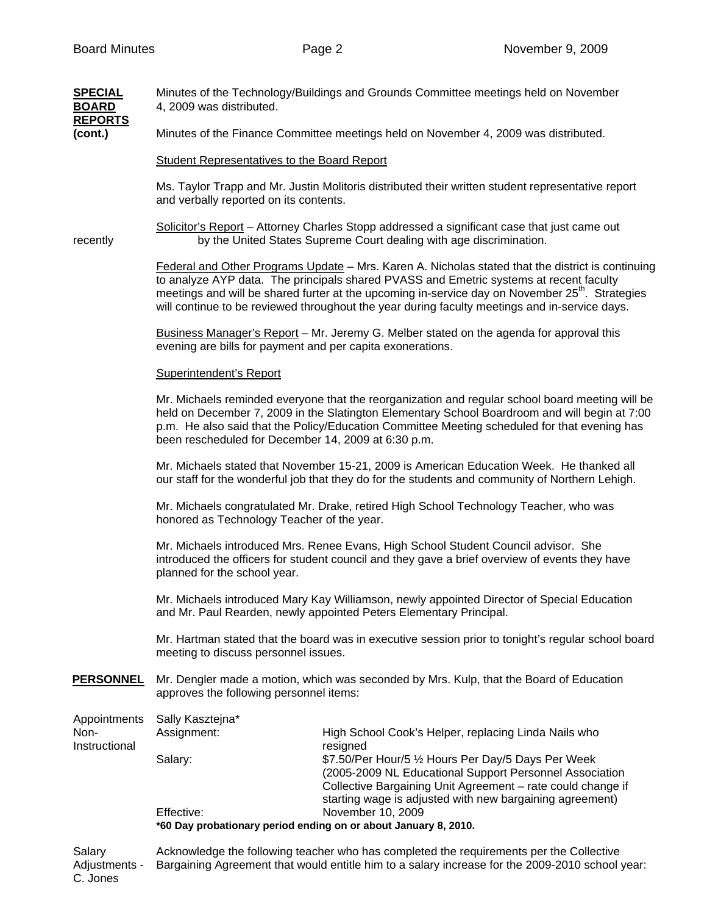**SPECIAL BOARD REPORTS (cont.)**

Minutes of the Technology/Buildings and Grounds Committee meetings held on November 4, 2009 was distributed.

Minutes of the Finance Committee meetings held on November 4, 2009 was distributed.

Student Representatives to the Board Report

Ms. Taylor Trapp and Mr. Justin Molitoris distributed their written student representative report and verbally reported on its contents.

Solicitor's Report – Attorney Charles Stopp addressed a significant case that just came out recently by the United States Supreme Court dealing with age discrimination.

Federal and Other Programs Update – Mrs. Karen A. Nicholas stated that the district is continuing to analyze AYP data. The principals shared PVASS and Emetric systems at recent faculty meetings and will be shared furter at the upcoming in-service day on November 25th. Strategies will continue to be reviewed throughout the year during faculty meetings and in-service days.

Business Manager's Report – Mr. Jeremy G. Melber stated on the agenda for approval this evening are bills for payment and per capita exonerations.

Superintendent's Report

Mr. Michaels reminded everyone that the reorganization and regular school board meeting will be held on December 7, 2009 in the Slatington Elementary School Boardroom and will begin at 7:00 p.m. He also said that the Policy/Education Committee Meeting scheduled for that evening has been rescheduled for December 14, 2009 at 6:30 p.m.

Mr. Michaels stated that November 15-21, 2009 is American Education Week. He thanked all our staff for the wonderful job that they do for the students and community of Northern Lehigh.

Mr. Michaels congratulated Mr. Drake, retired High School Technology Teacher, who was honored as Technology Teacher of the year.

Mr. Michaels introduced Mrs. Renee Evans, High School Student Council advisor. She introduced the officers for student council and they gave a brief overview of events they have planned for the school year.

Mr. Michaels introduced Mary Kay Williamson, newly appointed Director of Special Education and Mr. Paul Rearden, newly appointed Peters Elementary Principal.

Mr. Hartman stated that the board was in executive session prior to tonight's regular school board meeting to discuss personnel issues.

**PERSONNEL**

Mr. Dengler made a motion, which was seconded by Mrs. Kulp, that the Board of Education approves the following personnel items:

Appointments Non-Instructional

Sally Kasztejna*

| | |
|---|---|
| Assignment: | High School Cook's Helper, replacing Linda Nails who resigned |
| Salary: | $7.50/Per Hour/5 ½ Hours Per Day/5 Days Per Week (2005-2009 NL Educational Support Personnel Association Collective Bargaining Unit Agreement – rate could change if starting wage is adjusted with new bargaining agreement) |
| Effective: | November 10, 2009 |

**\*60 Day probationary period ending on or about January 8, 2010.**

Salary Adjustments - C. Jones

Acknowledge the following teacher who has completed the requirements per the Collective Bargaining Agreement that would entitle him to a salary increase for the 2009-2010 school year: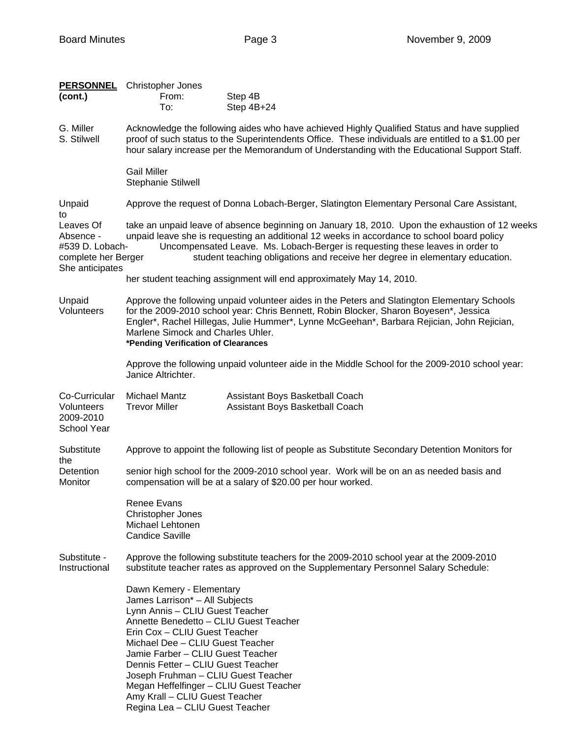**PERSONNEL (cont.)**

Christopher Jones
From: Step 4B
To: Step 4B+24

**G. Miller**
**S. Stilwell**

Acknowledge the following aides who have achieved Highly Qualified Status and have supplied proof of such status to the Superintendents Office. These individuals are entitled to a $1.00 per hour salary increase per the Memorandum of Understanding with the Educational Support Staff.

Gail Miller
Stephanie Stilwell

**Unpaid Leaves Of Absence - #539 D. Lobach-Berger**

Approve the request of Donna Lobach-Berger, Slatington Elementary Personal Care Assistant, to take an unpaid leave of absence beginning on January 18, 2010. Upon the exhaustion of 12 weeks unpaid leave she is requesting an additional 12 weeks in accordance to school board policy Uncompensated Leave. Ms. Lobach-Berger is requesting these leaves in order to complete her student teaching obligations and receive her degree in elementary education. She anticipates her student teaching assignment will end approximately May 14, 2010.

**Unpaid Volunteers**

Approve the following unpaid volunteer aides in the Peters and Slatington Elementary Schools for the 2009-2010 school year: Chris Bennett, Robin Blocker, Sharon Boyesen*, Jessica Engler*, Rachel Hillegas, Julie Hummer*, Lynne McGeehan*, Barbara Rejician, John Rejician, Marlene Simock and Charles Uhler.
***Pending Verification of Clearances**

Approve the following unpaid volunteer aide in the Middle School for the 2009-2010 school year: Janice Altrichter.

**Co-Curricular Volunteers 2009-2010 School Year**

| | |
|---|---|
| Michael Mantz | Assistant Boys Basketball Coach |
| Trevor Miller | Assistant Boys Basketball Coach |

**Substitute Detention Monitor**

Approve to appoint the following list of people as Substitute Secondary Detention Monitors for the senior high school for the 2009-2010 school year. Work will be on an as needed basis and compensation will be at a salary of $20.00 per hour worked.

Renee Evans
Christopher Jones
Michael Lehtonen
Candice Saville

**Substitute - Instructional**

Approve the following substitute teachers for the 2009-2010 school year at the 2009-2010 substitute teacher rates as approved on the Supplementary Personnel Salary Schedule:

Dawn Kemery - Elementary
James Larrison* – All Subjects
Lynn Annis – CLIU Guest Teacher
Annette Benedetto – CLIU Guest Teacher
Erin Cox – CLIU Guest Teacher
Michael Dee – CLIU Guest Teacher
Jamie Farber – CLIU Guest Teacher
Dennis Fetter – CLIU Guest Teacher
Joseph Fruhman – CLIU Guest Teacher
Megan Heffelfinger – CLIU Guest Teacher
Amy Krall – CLIU Guest Teacher
Regina Lea – CLIU Guest Teacher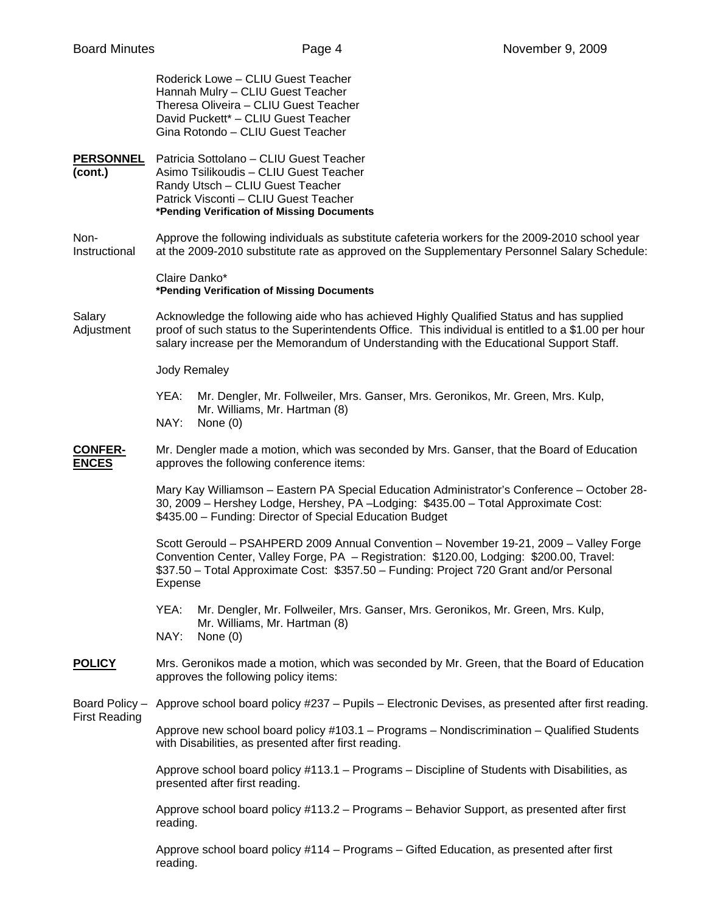Roderick Lowe – CLIU Guest Teacher
Hannah Mulry – CLIU Guest Teacher
Theresa Oliveira – CLIU Guest Teacher
David Puckett* – CLIU Guest Teacher
Gina Rotondo – CLIU Guest Teacher

**PERSONNEL (cont.)**

Patricia Sottolano – CLIU Guest Teacher
Asimo Tsilikoudis – CLIU Guest Teacher
Randy Utsch – CLIU Guest Teacher
Patrick Visconti – CLIU Guest Teacher
**\*Pending Verification of Missing Documents**

Non-Instructional

Approve the following individuals as substitute cafeteria workers for the 2009-2010 school year at the 2009-2010 substitute rate as approved on the Supplementary Personnel Salary Schedule:

Claire Danko*
**\*Pending Verification of Missing Documents**

Salary Adjustment

Acknowledge the following aide who has achieved Highly Qualified Status and has supplied proof of such status to the Superintendents Office. This individual is entitled to a $1.00 per hour salary increase per the Memorandum of Understanding with the Educational Support Staff.

Jody Remaley

YEA: Mr. Dengler, Mr. Follweiler, Mrs. Ganser, Mrs. Geronikos, Mr. Green, Mrs. Kulp, Mr. Williams, Mr. Hartman (8)
NAY: None (0)

**CONFERENCES**

Mr. Dengler made a motion, which was seconded by Mrs. Ganser, that the Board of Education approves the following conference items:

Mary Kay Williamson – Eastern PA Special Education Administrator's Conference – October 28-30, 2009 – Hershey Lodge, Hershey, PA –Lodging: $435.00 – Total Approximate Cost: $435.00 – Funding: Director of Special Education Budget

Scott Gerould – PSAHPERD 2009 Annual Convention – November 19-21, 2009 – Valley Forge Convention Center, Valley Forge, PA – Registration: $120.00, Lodging: $200.00, Travel: $37.50 – Total Approximate Cost: $357.50 – Funding: Project 720 Grant and/or Personal Expense

YEA: Mr. Dengler, Mr. Follweiler, Mrs. Ganser, Mrs. Geronikos, Mr. Green, Mrs. Kulp, Mr. Williams, Mr. Hartman (8)
NAY: None (0)

**POLICY**

Mrs. Geronikos made a motion, which was seconded by Mr. Green, that the Board of Education approves the following policy items:

Board Policy – First Reading

Approve school board policy #237 – Pupils – Electronic Devises, as presented after first reading.

Approve new school board policy #103.1 – Programs – Nondiscrimination – Qualified Students with Disabilities, as presented after first reading.

Approve school board policy #113.1 – Programs – Discipline of Students with Disabilities, as presented after first reading.

Approve school board policy #113.2 – Programs – Behavior Support, as presented after first reading.

Approve school board policy #114 – Programs – Gifted Education, as presented after first reading.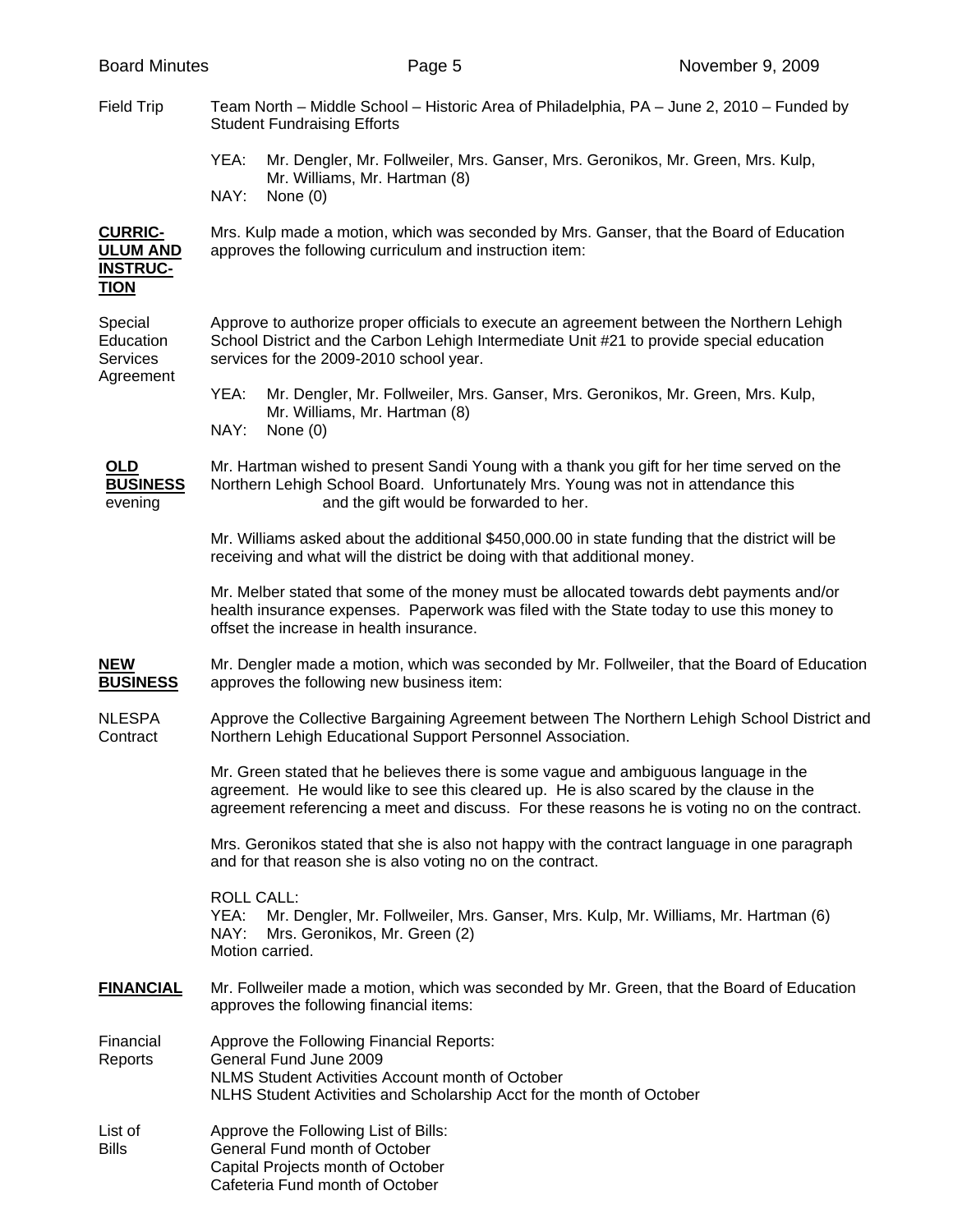**Field Trip**

Team North – Middle School – Historic Area of Philadelphia, PA – June 2, 2010 – Funded by Student Fundraising Efforts

YEA: Mr. Dengler, Mr. Follweiler, Mrs. Ganser, Mrs. Geronikos, Mr. Green, Mrs. Kulp, Mr. Williams, Mr. Hartman (8)
NAY: None (0)

**CURRICULUM AND INSTRUCTION**

Mrs. Kulp made a motion, which was seconded by Mrs. Ganser, that the Board of Education approves the following curriculum and instruction item:

**Special Education Services Agreement**

Approve to authorize proper officials to execute an agreement between the Northern Lehigh School District and the Carbon Lehigh Intermediate Unit #21 to provide special education services for the 2009-2010 school year.

YEA: Mr. Dengler, Mr. Follweiler, Mrs. Ganser, Mrs. Geronikos, Mr. Green, Mrs. Kulp, Mr. Williams, Mr. Hartman (8)
NAY: None (0)

**OLD BUSINESS**

Mr. Hartman wished to present Sandi Young with a thank you gift for her time served on the Northern Lehigh School Board. Unfortunately Mrs. Young was not in attendance this evening and the gift would be forwarded to her.

Mr. Williams asked about the additional $450,000.00 in state funding that the district will be receiving and what will the district be doing with that additional money.

Mr. Melber stated that some of the money must be allocated towards debt payments and/or health insurance expenses. Paperwork was filed with the State today to use this money to offset the increase in health insurance.

**NEW BUSINESS**

Mr. Dengler made a motion, which was seconded by Mr. Follweiler, that the Board of Education approves the following new business item:

**NLESPA Contract**

Approve the Collective Bargaining Agreement between The Northern Lehigh School District and Northern Lehigh Educational Support Personnel Association.

Mr. Green stated that he believes there is some vague and ambiguous language in the agreement. He would like to see this cleared up. He is also scared by the clause in the agreement referencing a meet and discuss. For these reasons he is voting no on the contract.

Mrs. Geronikos stated that she is also not happy with the contract language in one paragraph and for that reason she is also voting no on the contract.

ROLL CALL:
YEA: Mr. Dengler, Mr. Follweiler, Mrs. Ganser, Mrs. Kulp, Mr. Williams, Mr. Hartman (6)
NAY: Mrs. Geronikos, Mr. Green (2)
Motion carried.

**FINANCIAL**

Mr. Follweiler made a motion, which was seconded by Mr. Green, that the Board of Education approves the following financial items:

**Financial Reports**

Approve the Following Financial Reports:
General Fund June 2009
NLMS Student Activities Account month of October
NLHS Student Activities and Scholarship Acct for the month of October

**List of Bills**

Approve the Following List of Bills:
General Fund month of October
Capital Projects month of October
Cafeteria Fund month of October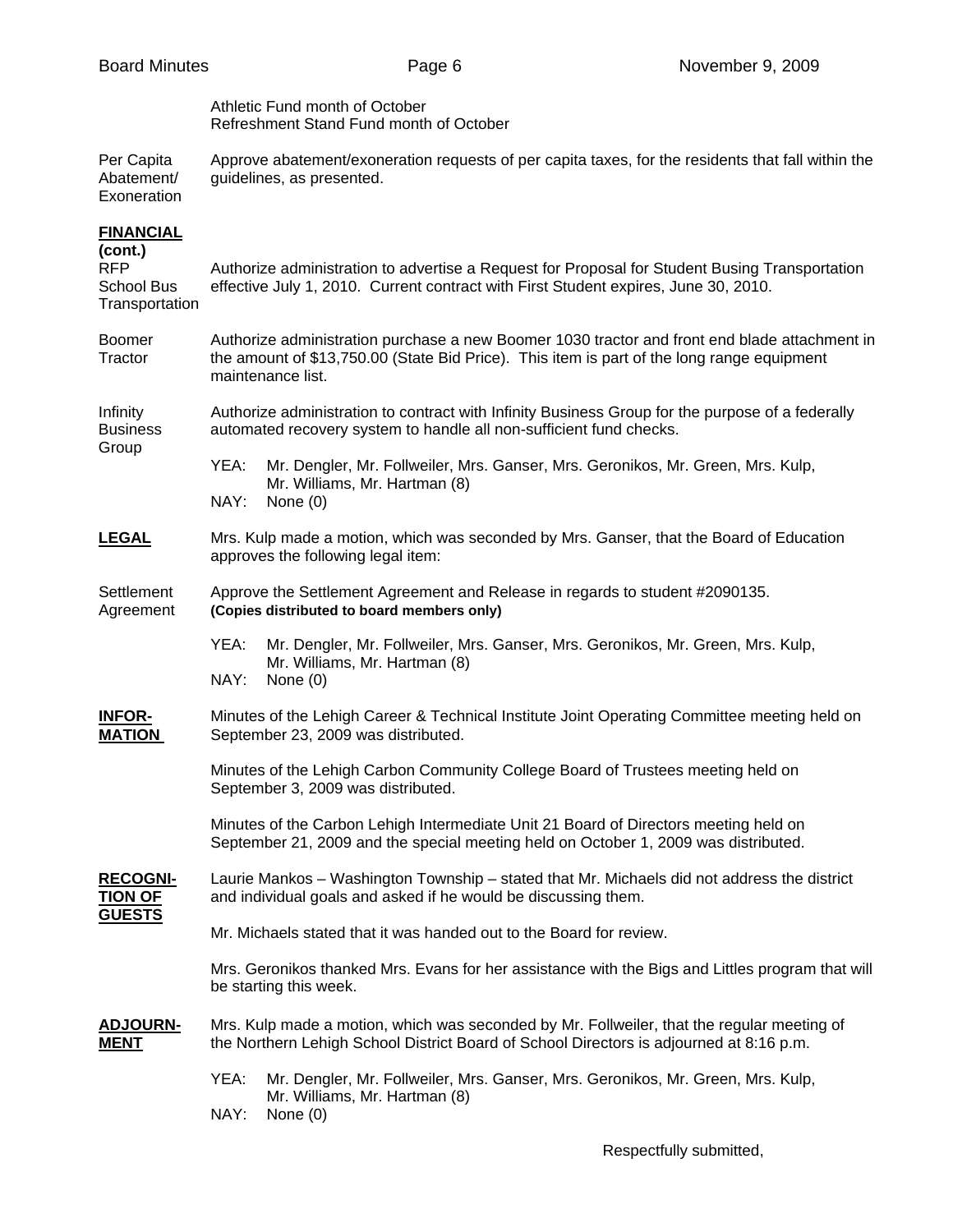Athletic Fund month of October
Refreshment Stand Fund month of October

Per Capita Abatement/ Exoneration — Approve abatement/exoneration requests of per capita taxes, for the residents that fall within the guidelines, as presented.

**FINANCIAL (cont.)**

RFP School Bus Transportation — Authorize administration to advertise a Request for Proposal for Student Busing Transportation effective July 1, 2010. Current contract with First Student expires, June 30, 2010.

Boomer Tractor — Authorize administration purchase a new Boomer 1030 tractor and front end blade attachment in the amount of $13,750.00 (State Bid Price). This item is part of the long range equipment maintenance list.

Infinity Business Group — Authorize administration to contract with Infinity Business Group for the purpose of a federally automated recovery system to handle all non-sufficient fund checks.

YEA: Mr. Dengler, Mr. Follweiler, Mrs. Ganser, Mrs. Geronikos, Mr. Green, Mrs. Kulp, Mr. Williams, Mr. Hartman (8)
NAY: None (0)

**LEGAL**

Mrs. Kulp made a motion, which was seconded by Mrs. Ganser, that the Board of Education approves the following legal item:

Settlement Agreement — Approve the Settlement Agreement and Release in regards to student #2090135. **(Copies distributed to board members only)**

YEA: Mr. Dengler, Mr. Follweiler, Mrs. Ganser, Mrs. Geronikos, Mr. Green, Mrs. Kulp, Mr. Williams, Mr. Hartman (8)
NAY: None (0)

**INFORMATION**

Minutes of the Lehigh Career & Technical Institute Joint Operating Committee meeting held on September 23, 2009 was distributed.

Minutes of the Lehigh Carbon Community College Board of Trustees meeting held on September 3, 2009 was distributed.

Minutes of the Carbon Lehigh Intermediate Unit 21 Board of Directors meeting held on September 21, 2009 and the special meeting held on October 1, 2009 was distributed.

**RECOGNITION OF GUESTS**

Laurie Mankos – Washington Township – stated that Mr. Michaels did not address the district and individual goals and asked if he would be discussing them.

Mr. Michaels stated that it was handed out to the Board for review.

Mrs. Geronikos thanked Mrs. Evans for her assistance with the Bigs and Littles program that will be starting this week.

**ADJOURNMENT**

Mrs. Kulp made a motion, which was seconded by Mr. Follweiler, that the regular meeting of the Northern Lehigh School District Board of School Directors is adjourned at 8:16 p.m.

YEA: Mr. Dengler, Mr. Follweiler, Mrs. Ganser, Mrs. Geronikos, Mr. Green, Mrs. Kulp, Mr. Williams, Mr. Hartman (8)
NAY: None (0)

Respectfully submitted,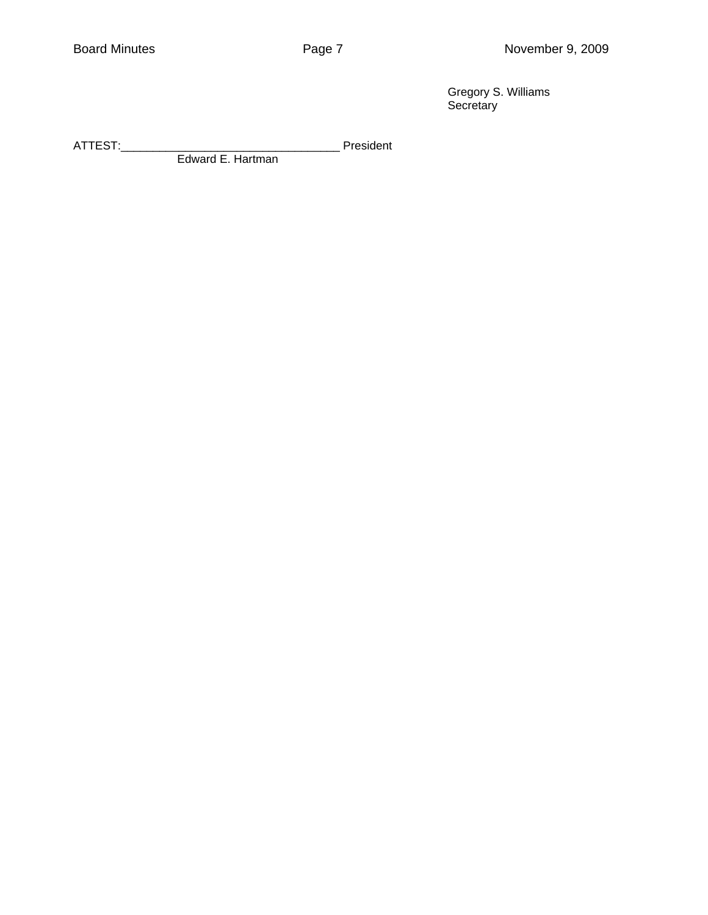Gregory S. Williams
Secretary

ATTEST:__________________________________ President
Edward E. Hartman